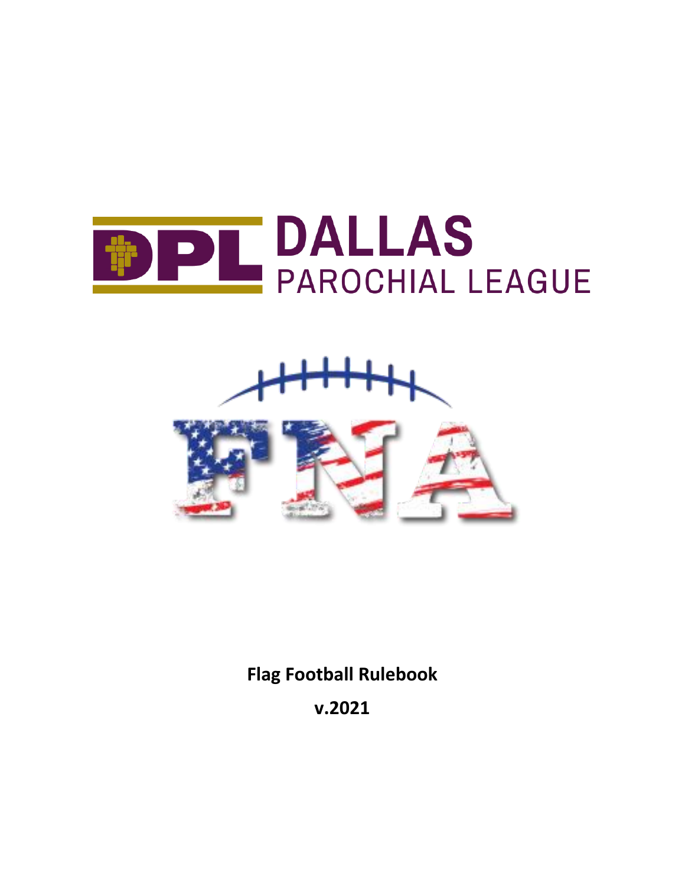DPL DALLAS PAROCHIAL LEAGUE

FNA

**Flag Football Rulebook**

**v.2021**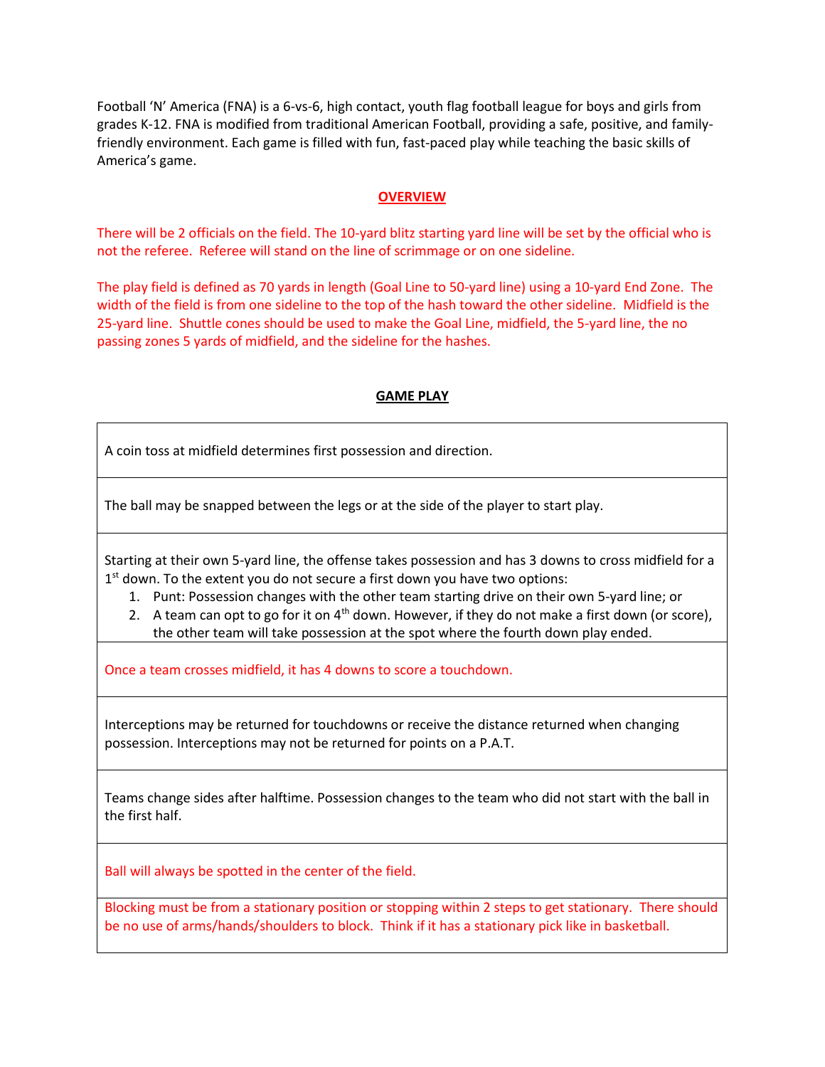Football 'N' America (FNA) is a 6-vs-6, high contact, youth flag football league for boys and girls from grades K-12. FNA is modified from traditional American Football, providing a safe, positive, and family-friendly environment. Each game is filled with fun, fast-paced play while teaching the basic skills of America's game.

## OVERVIEW

There will be 2 officials on the field. The 10-yard blitz starting yard line will be set by the official who is not the referee. Referee will stand on the line of scrimmage or on one sideline.

The play field is defined as 70 yards in length (Goal Line to 50-yard line) using a 10-yard End Zone. The width of the field is from one sideline to the top of the hash toward the other sideline. Midfield is the 25-yard line. Shuttle cones should be used to make the Goal Line, midfield, the 5-yard line, the no passing zones 5 yards of midfield, and the sideline for the hashes.

## GAME PLAY

| |
|---|
| A coin toss at midfield determines first possession and direction. |
| The ball may be snapped between the legs or at the side of the player to start play. |
| Starting at their own 5-yard line, the offense takes possession and has 3 downs to cross midfield for a 1st down. To the extent you do not secure a first down you have two options:<br>1. Punt: Possession changes with the other team starting drive on their own 5-yard line; or<br>2. A team can opt to go for it on 4th down. However, if they do not make a first down (or score), the other team will take possession at the spot where the fourth down play ended. |
| Once a team crosses midfield, it has 4 downs to score a touchdown. |
| Interceptions may be returned for touchdowns or receive the distance returned when changing possession. Interceptions may not be returned for points on a P.A.T. |
| Teams change sides after halftime. Possession changes to the team who did not start with the ball in the first half. |
| Ball will always be spotted in the center of the field. |
| Blocking must be from a stationary position or stopping within 2 steps to get stationary. There should be no use of arms/hands/shoulders to block. Think if it has a stationary pick like in basketball. |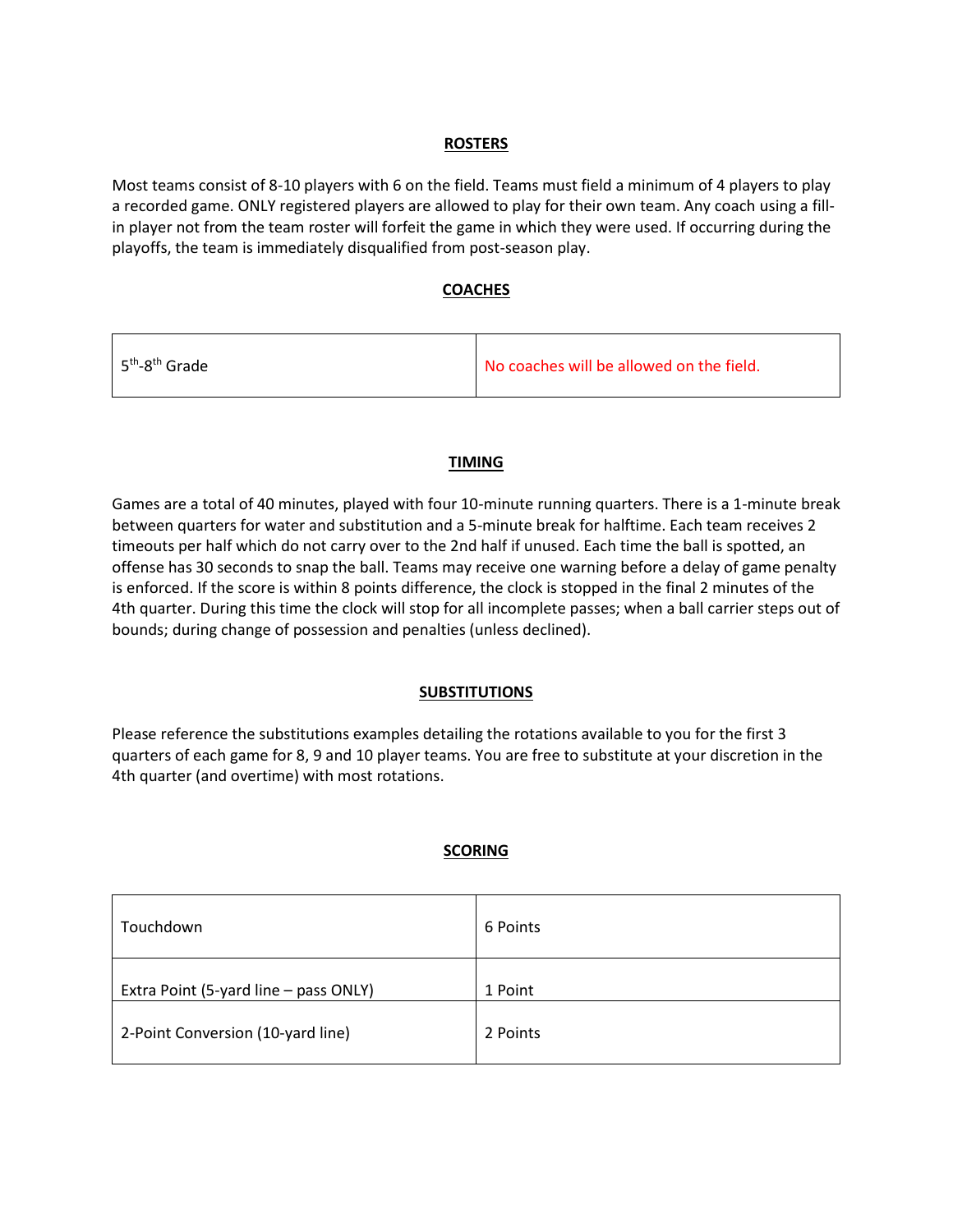## ROSTERS

Most teams consist of 8-10 players with 6 on the field. Teams must field a minimum of 4 players to play a recorded game. ONLY registered players are allowed to play for their own team. Any coach using a fill-in player not from the team roster will forfeit the game in which they were used. If occurring during the playoffs, the team is immediately disqualified from post-season play.

## COACHES

| | |
|---|---|
| 5th-8th Grade | No coaches will be allowed on the field. |

## TIMING

Games are a total of 40 minutes, played with four 10-minute running quarters. There is a 1-minute break between quarters for water and substitution and a 5-minute break for halftime. Each team receives 2 timeouts per half which do not carry over to the 2nd half if unused. Each time the ball is spotted, an offense has 30 seconds to snap the ball. Teams may receive one warning before a delay of game penalty is enforced. If the score is within 8 points difference, the clock is stopped in the final 2 minutes of the 4th quarter. During this time the clock will stop for all incomplete passes; when a ball carrier steps out of bounds; during change of possession and penalties (unless declined).

## SUBSTITUTIONS

Please reference the substitutions examples detailing the rotations available to you for the first 3 quarters of each game for 8, 9 and 10 player teams. You are free to substitute at your discretion in the 4th quarter (and overtime) with most rotations.

## SCORING

| | |
|---|---|
| Touchdown | 6 Points |
| Extra Point (5-yard line – pass ONLY) | 1 Point |
| 2-Point Conversion (10-yard line) | 2 Points |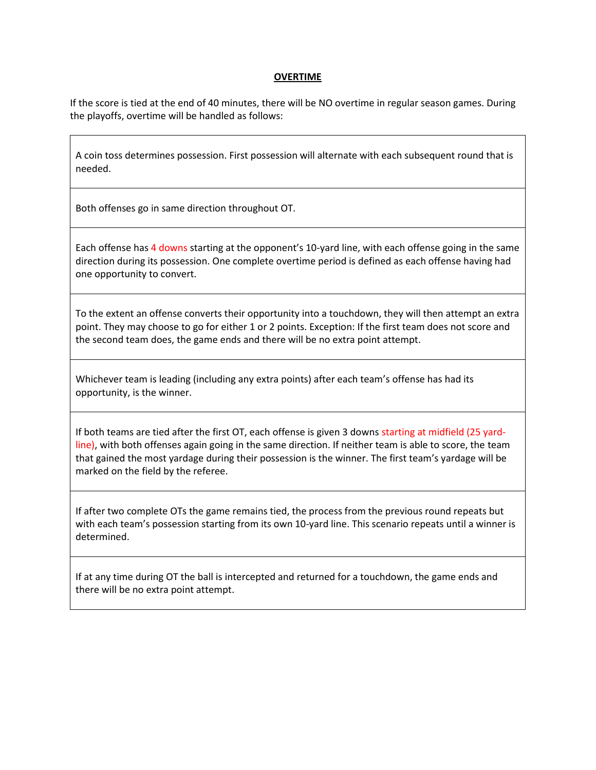## OVERTIME

If the score is tied at the end of 40 minutes, there will be NO overtime in regular season games. During the playoffs, overtime will be handled as follows:

| |
|---|
| A coin toss determines possession. First possession will alternate with each subsequent round that is needed. |
| Both offenses go in same direction throughout OT. |
| Each offense has 4 downs starting at the opponent's 10-yard line, with each offense going in the same direction during its possession. One complete overtime period is defined as each offense having had one opportunity to convert. |
| To the extent an offense converts their opportunity into a touchdown, they will then attempt an extra point. They may choose to go for either 1 or 2 points. Exception: If the first team does not score and the second team does, the game ends and there will be no extra point attempt. |
| Whichever team is leading (including any extra points) after each team's offense has had its opportunity, is the winner. |
| If both teams are tied after the first OT, each offense is given 3 downs starting at midfield (25 yard-line), with both offenses again going in the same direction. If neither team is able to score, the team that gained the most yardage during their possession is the winner. The first team's yardage will be marked on the field by the referee. |
| If after two complete OTs the game remains tied, the process from the previous round repeats but with each team's possession starting from its own 10-yard line. This scenario repeats until a winner is determined. |
| If at any time during OT the ball is intercepted and returned for a touchdown, the game ends and there will be no extra point attempt. |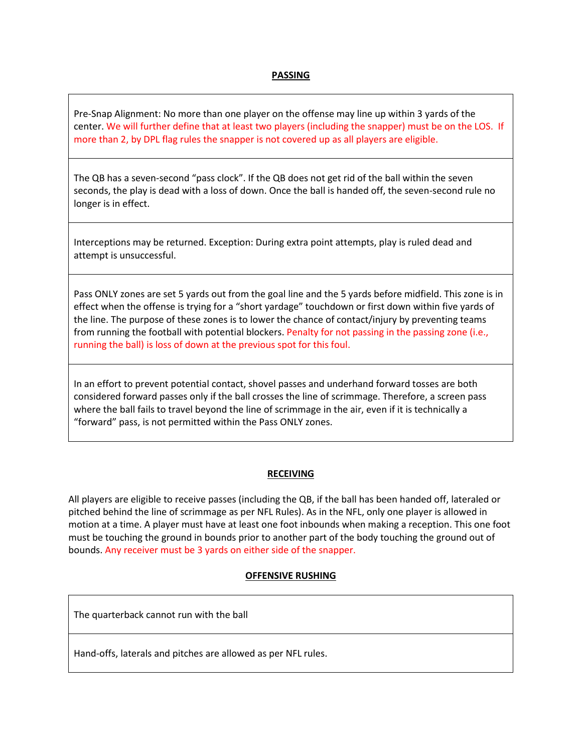## PASSING

| |
|---|
| Pre-Snap Alignment: No more than one player on the offense may line up within 3 yards of the center. We will further define that at least two players (including the snapper) must be on the LOS. If more than 2, by DPL flag rules the snapper is not covered up as all players are eligible. |
| The QB has a seven-second "pass clock". If the QB does not get rid of the ball within the seven seconds, the play is dead with a loss of down. Once the ball is handed off, the seven-second rule no longer is in effect. |
| Interceptions may be returned. Exception: During extra point attempts, play is ruled dead and attempt is unsuccessful. |
| Pass ONLY zones are set 5 yards out from the goal line and the 5 yards before midfield. This zone is in effect when the offense is trying for a "short yardage" touchdown or first down within five yards of the line. The purpose of these zones is to lower the chance of contact/injury by preventing teams from running the football with potential blockers. Penalty for not passing in the passing zone (i.e., running the ball) is loss of down at the previous spot for this foul. |
| In an effort to prevent potential contact, shovel passes and underhand forward tosses are both considered forward passes only if the ball crosses the line of scrimmage. Therefore, a screen pass where the ball fails to travel beyond the line of scrimmage in the air, even if it is technically a "forward" pass, is not permitted within the Pass ONLY zones. |

## RECEIVING

All players are eligible to receive passes (including the QB, if the ball has been handed off, lateraled or pitched behind the line of scrimmage as per NFL Rules). As in the NFL, only one player is allowed in motion at a time. A player must have at least one foot inbounds when making a reception. This one foot must be touching the ground in bounds prior to another part of the body touching the ground out of bounds. Any receiver must be 3 yards on either side of the snapper.

## OFFENSIVE RUSHING

| |
|---|
| The quarterback cannot run with the ball |
| Hand-offs, laterals and pitches are allowed as per NFL rules. |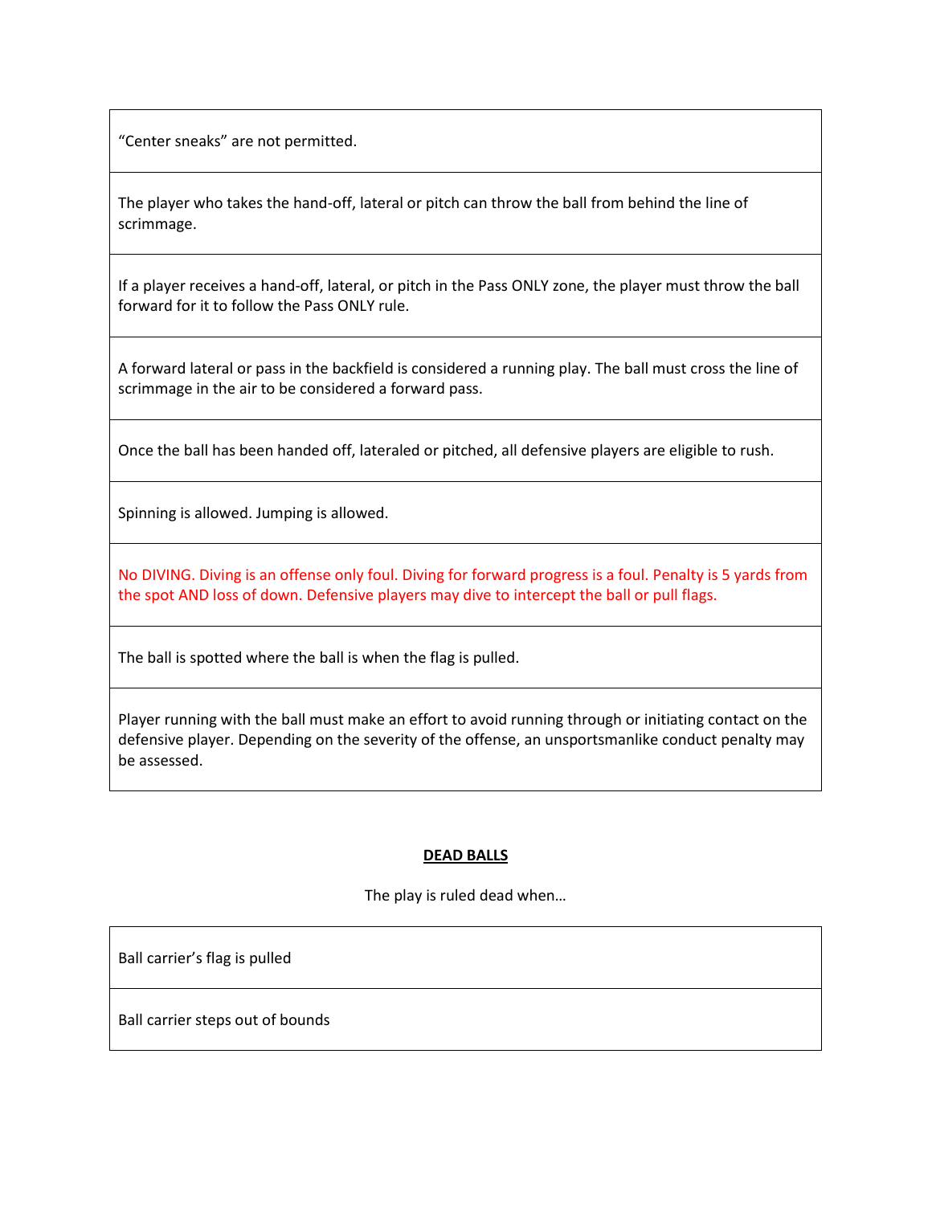| |
|---|
| “Center sneaks” are not permitted. |
| The player who takes the hand-off, lateral or pitch can throw the ball from behind the line of scrimmage. |
| If a player receives a hand-off, lateral, or pitch in the Pass ONLY zone, the player must throw the ball forward for it to follow the Pass ONLY rule. |
| A forward lateral or pass in the backfield is considered a running play. The ball must cross the line of scrimmage in the air to be considered a forward pass. |
| Once the ball has been handed off, lateraled or pitched, all defensive players are eligible to rush. |
| Spinning is allowed. Jumping is allowed. |
| No DIVING. Diving is an offense only foul. Diving for forward progress is a foul. Penalty is 5 yards from the spot AND loss of down. Defensive players may dive to intercept the ball or pull flags. |
| The ball is spotted where the ball is when the flag is pulled. |
| Player running with the ball must make an effort to avoid running through or initiating contact on the defensive player. Depending on the severity of the offense, an unsportsmanlike conduct penalty may be assessed. |

## DEAD BALLS

The play is ruled dead when…

| |
|---|
| Ball carrier’s flag is pulled |
| Ball carrier steps out of bounds |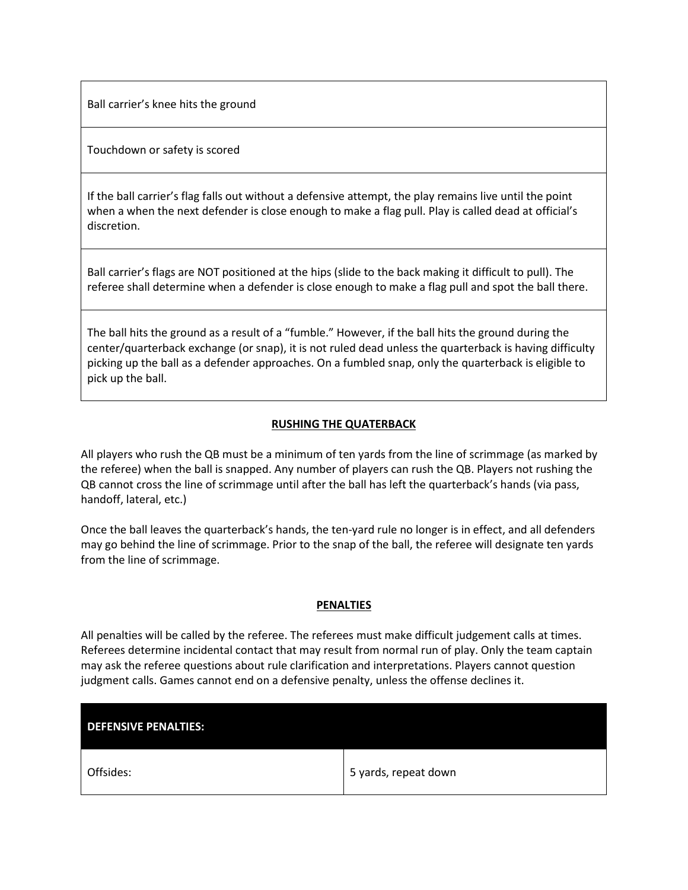| |
|---|
| Ball carrier's knee hits the ground |
| Touchdown or safety is scored |
| If the ball carrier's flag falls out without a defensive attempt, the play remains live until the point when a when the next defender is close enough to make a flag pull. Play is called dead at official's discretion. |
| Ball carrier's flags are NOT positioned at the hips (slide to the back making it difficult to pull). The referee shall determine when a defender is close enough to make a flag pull and spot the ball there. |
| The ball hits the ground as a result of a "fumble." However, if the ball hits the ground during the center/quarterback exchange (or snap), it is not ruled dead unless the quarterback is having difficulty picking up the ball as a defender approaches. On a fumbled snap, only the quarterback is eligible to pick up the ball. |

## RUSHING THE QUATERBACK

All players who rush the QB must be a minimum of ten yards from the line of scrimmage (as marked by the referee) when the ball is snapped. Any number of players can rush the QB. Players not rushing the QB cannot cross the line of scrimmage until after the ball has left the quarterback's hands (via pass, handoff, lateral, etc.)

Once the ball leaves the quarterback's hands, the ten-yard rule no longer is in effect, and all defenders may go behind the line of scrimmage. Prior to the snap of the ball, the referee will designate ten yards from the line of scrimmage.

## PENALTIES

All penalties will be called by the referee. The referees must make difficult judgement calls at times. Referees determine incidental contact that may result from normal run of play. Only the team captain may ask the referee questions about rule clarification and interpretations. Players cannot question judgment calls. Games cannot end on a defensive penalty, unless the offense declines it.

| **DEFENSIVE PENALTIES:** | |
|---|---|
| Offsides: | 5 yards, repeat down |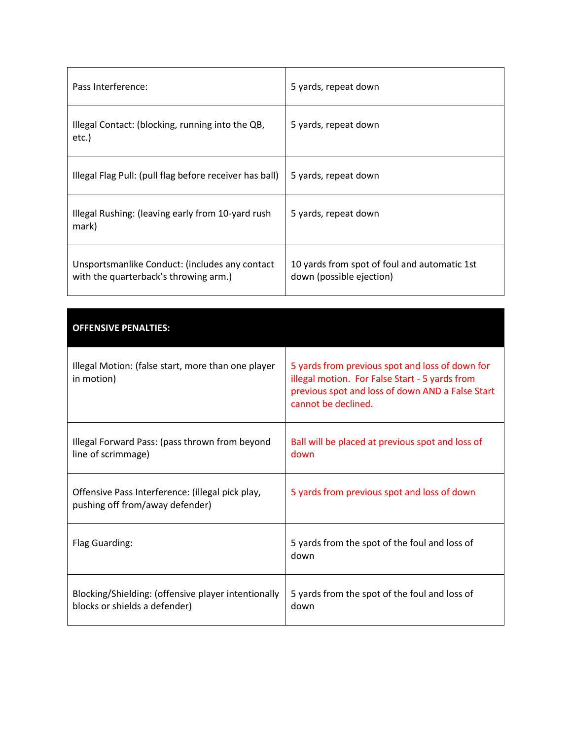| | |
|---|---|
| Pass Interference: | 5 yards, repeat down |
| Illegal Contact: (blocking, running into the QB, etc.) | 5 yards, repeat down |
| Illegal Flag Pull: (pull flag before receiver has ball) | 5 yards, repeat down |
| Illegal Rushing: (leaving early from 10-yard rush mark) | 5 yards, repeat down |
| Unsportsmanlike Conduct: (includes any contact with the quarterback's throwing arm.) | 10 yards from spot of foul and automatic 1st down (possible ejection) |

| **OFFENSIVE PENALTIES:** | |
|---|---|
| Illegal Motion: (false start, more than one player in motion) | 5 yards from previous spot and loss of down for illegal motion. For False Start - 5 yards from previous spot and loss of down AND a False Start cannot be declined. |
| Illegal Forward Pass: (pass thrown from beyond line of scrimmage) | Ball will be placed at previous spot and loss of down |
| Offensive Pass Interference: (illegal pick play, pushing off from/away defender) | 5 yards from previous spot and loss of down |
| Flag Guarding: | 5 yards from the spot of the foul and loss of down |
| Blocking/Shielding: (offensive player intentionally blocks or shields a defender) | 5 yards from the spot of the foul and loss of down |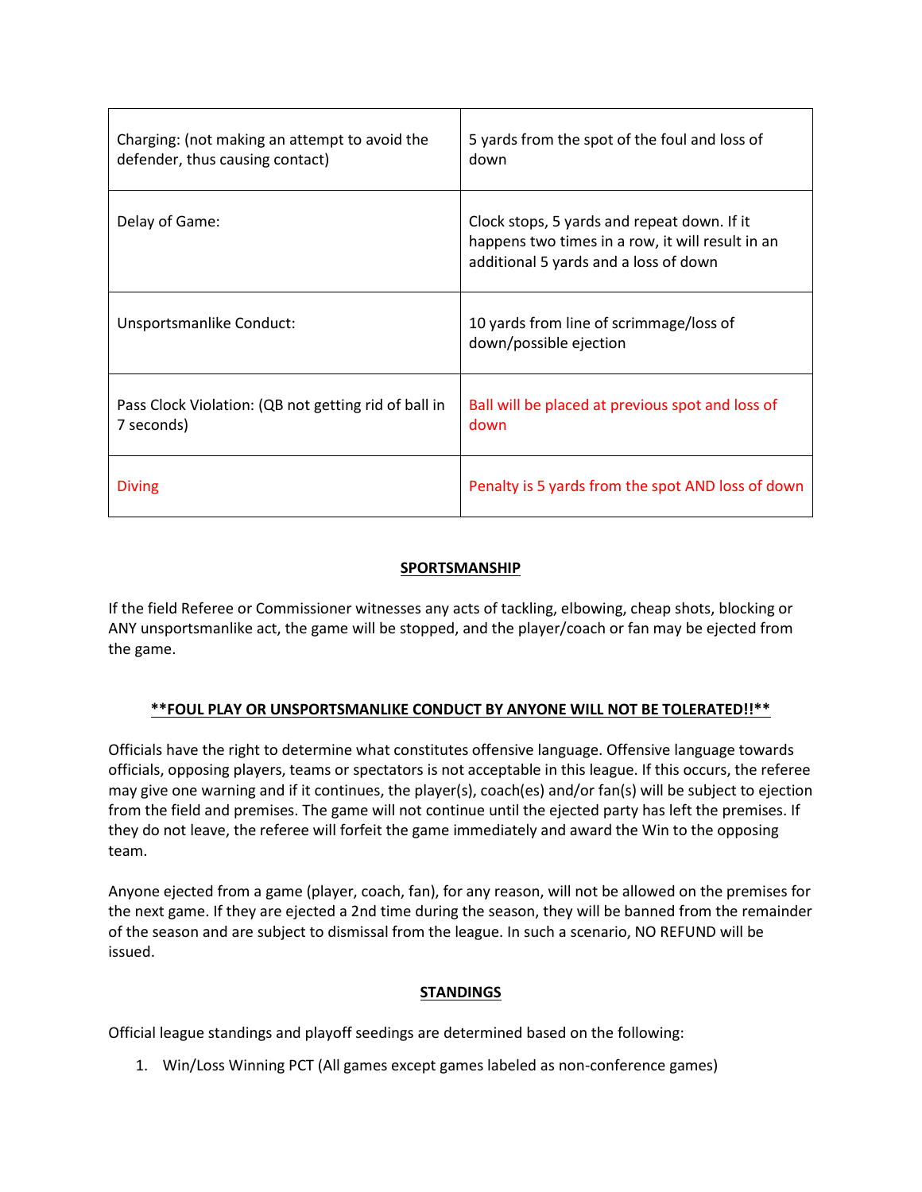| | |
|---|---|
| Charging: (not making an attempt to avoid the defender, thus causing contact) | 5 yards from the spot of the foul and loss of down |
| Delay of Game: | Clock stops, 5 yards and repeat down. If it happens two times in a row, it will result in an additional 5 yards and a loss of down |
| Unsportsmanlike Conduct: | 10 yards from line of scrimmage/loss of down/possible ejection |
| Pass Clock Violation: (QB not getting rid of ball in 7 seconds) | Ball will be placed at previous spot and loss of down |
| Diving | Penalty is 5 yards from the spot AND loss of down |

## SPORTSMANSHIP

If the field Referee or Commissioner witnesses any acts of tackling, elbowing, cheap shots, blocking or ANY unsportsmanlike act, the game will be stopped, and the player/coach or fan may be ejected from the game.

**\*\*FOUL PLAY OR UNSPORTSMANLIKE CONDUCT BY ANYONE WILL NOT BE TOLERATED!!\*\***

Officials have the right to determine what constitutes offensive language. Offensive language towards officials, opposing players, teams or spectators is not acceptable in this league. If this occurs, the referee may give one warning and if it continues, the player(s), coach(es) and/or fan(s) will be subject to ejection from the field and premises. The game will not continue until the ejected party has left the premises. If they do not leave, the referee will forfeit the game immediately and award the Win to the opposing team.

Anyone ejected from a game (player, coach, fan), for any reason, will not be allowed on the premises for the next game. If they are ejected a 2nd time during the season, they will be banned from the remainder of the season and are subject to dismissal from the league. In such a scenario, NO REFUND will be issued.

## STANDINGS

Official league standings and playoff seedings are determined based on the following:

1. Win/Loss Winning PCT (All games except games labeled as non-conference games)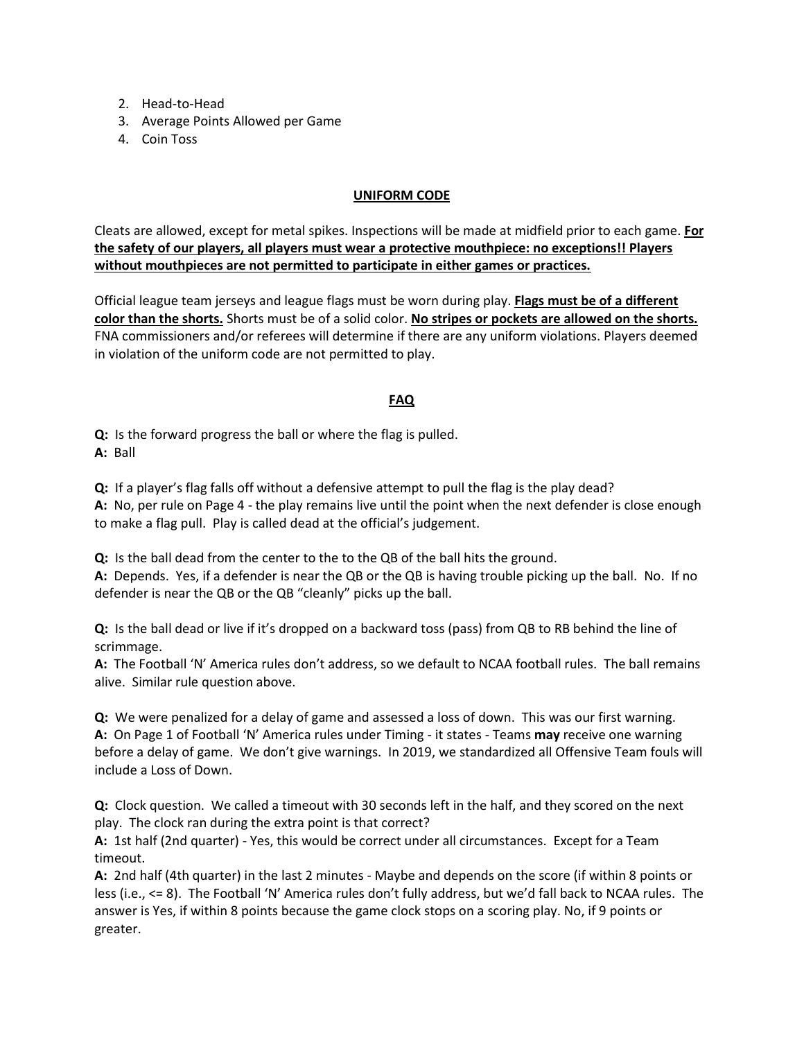2. Head-to-Head
3. Average Points Allowed per Game
4. Coin Toss

## UNIFORM CODE

Cleats are allowed, except for metal spikes. Inspections will be made at midfield prior to each game. **For the safety of our players, all players must wear a protective mouthpiece: no exceptions!! Players without mouthpieces are not permitted to participate in either games or practices.**

Official league team jerseys and league flags must be worn during play. **Flags must be of a different color than the shorts.** Shorts must be of a solid color. **No stripes or pockets are allowed on the shorts.** FNA commissioners and/or referees will determine if there are any uniform violations. Players deemed in violation of the uniform code are not permitted to play.

## FAQ

**Q:** Is the forward progress the ball or where the flag is pulled.
**A:** Ball

**Q:** If a player's flag falls off without a defensive attempt to pull the flag is the play dead?
**A:** No, per rule on Page 4 - the play remains live until the point when the next defender is close enough to make a flag pull. Play is called dead at the official's judgement.

**Q:** Is the ball dead from the center to the to the to the QB of the ball hits the ground.
**A:** Depends. Yes, if a defender is near the QB or the QB is having trouble picking up the ball. No. If no defender is near the QB or the QB "cleanly" picks up the ball.

**Q:** Is the ball dead or live if it's dropped on a backward toss (pass) from QB to RB behind the line of scrimmage.
**A:** The Football 'N' America rules don't address, so we default to NCAA football rules. The ball remains alive. Similar rule question above.

**Q:** We were penalized for a delay of game and assessed a loss of down. This was our first warning.
**A:** On Page 1 of Football 'N' America rules under Timing - it states - Teams **may** receive one warning before a delay of game. We don't give warnings. In 2019, we standardized all Offensive Team fouls will include a Loss of Down.

**Q:** Clock question. We called a timeout with 30 seconds left in the half, and they scored on the next play. The clock ran during the extra point is that correct?
**A:** 1st half (2nd quarter) - Yes, this would be correct under all circumstances. Except for a Team timeout.
**A:** 2nd half (4th quarter) in the last 2 minutes - Maybe and depends on the score (if within 8 points or less (i.e., <= 8). The Football 'N' America rules don't fully address, but we'd fall back to NCAA rules. The answer is Yes, if within 8 points because the game clock stops on a scoring play. No, if 9 points or greater.